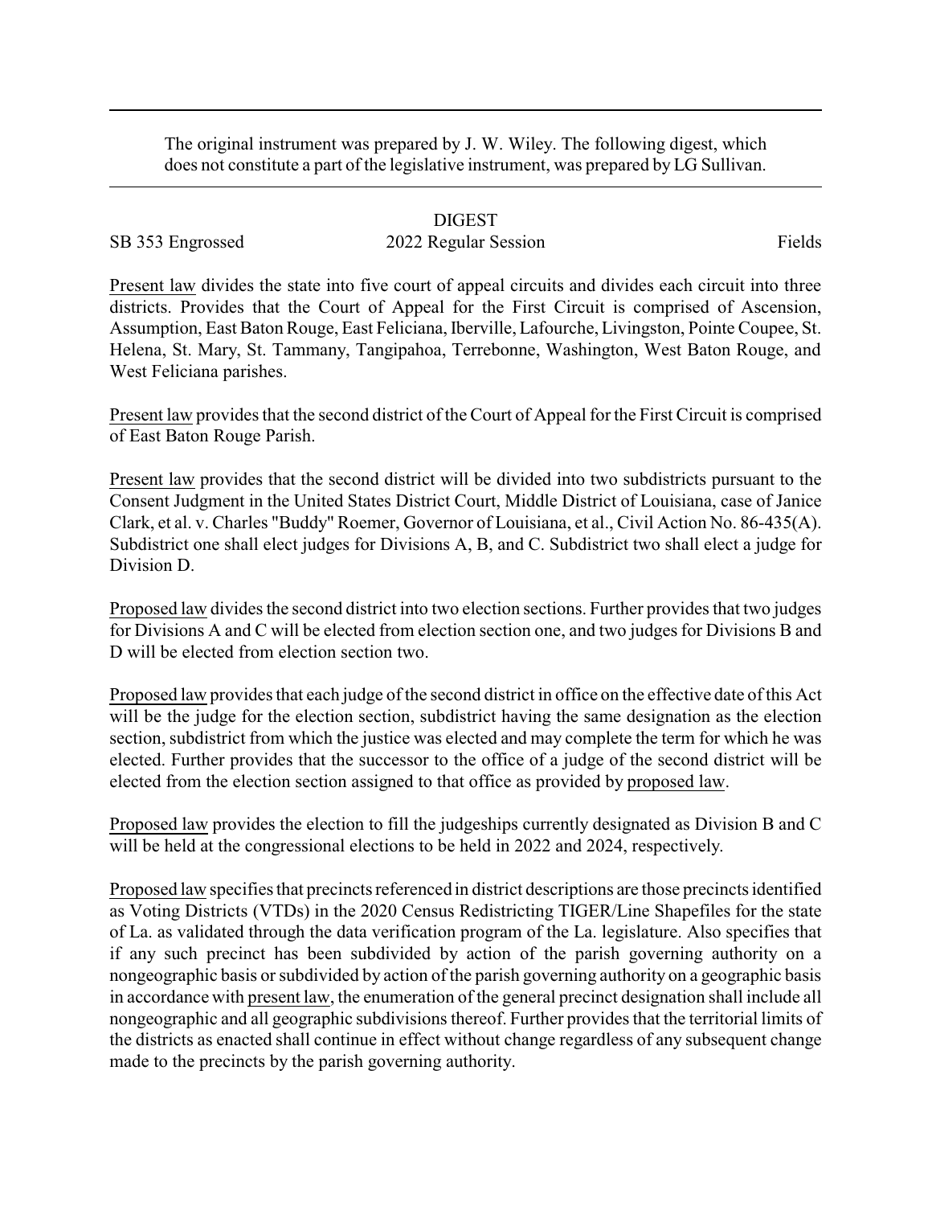The original instrument was prepared by J. W. Wiley. The following digest, which does not constitute a part of the legislative instrument, was prepared by LG Sullivan.

# DIGEST

SB 353 Engrossed — 2022 Regular Session — Fields

Present law divides the state into five court of appeal circuits and divides each circuit into three districts. Provides that the Court of Appeal for the First Circuit is comprised of Ascension, Assumption, East Baton Rouge, East Feliciana, Iberville, Lafourche, Livingston, Pointe Coupee, St. Helena, St. Mary, St. Tammany, Tangipahoa, Terrebonne, Washington, West Baton Rouge, and West Feliciana parishes.

Present law provides that the second district of the Court of Appeal for the First Circuit is comprised of East Baton Rouge Parish.

Present law provides that the second district will be divided into two subdistricts pursuant to the Consent Judgment in the United States District Court, Middle District of Louisiana, case of Janice Clark, et al. v. Charles "Buddy" Roemer, Governor of Louisiana, et al., Civil Action No. 86-435(A). Subdistrict one shall elect judges for Divisions A, B, and C. Subdistrict two shall elect a judge for Division D.

Proposed law divides the second district into two election sections. Further provides that two judges for Divisions A and C will be elected from election section one, and two judges for Divisions B and D will be elected from election section two.

Proposed law provides that each judge of the second district in office on the effective date of this Act will be the judge for the election section, subdistrict having the same designation as the election section, subdistrict from which the justice was elected and may complete the term for which he was elected. Further provides that the successor to the office of a judge of the second district will be elected from the election section assigned to that office as provided by proposed law.

Proposed law provides the election to fill the judgeships currently designated as Division B and C will be held at the congressional elections to be held in 2022 and 2024, respectively.

Proposed law specifies that precincts referenced in district descriptions are those precincts identified as Voting Districts (VTDs) in the 2020 Census Redistricting TIGER/Line Shapefiles for the state of La. as validated through the data verification program of the La. legislature. Also specifies that if any such precinct has been subdivided by action of the parish governing authority on a nongeographic basis or subdivided by action of the parish governing authority on a geographic basis in accordance with present law, the enumeration of the general precinct designation shall include all nongeographic and all geographic subdivisions thereof. Further provides that the territorial limits of the districts as enacted shall continue in effect without change regardless of any subsequent change made to the precincts by the parish governing authority.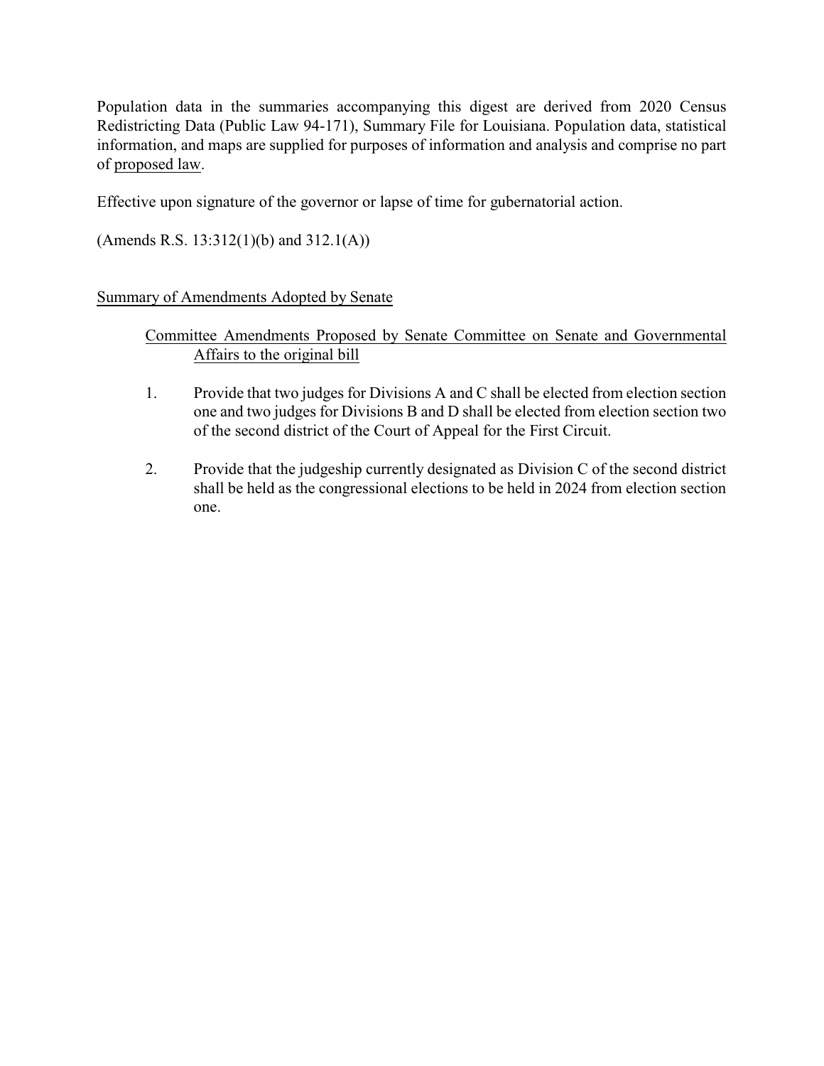Population data in the summaries accompanying this digest are derived from 2020 Census Redistricting Data (Public Law 94-171), Summary File for Louisiana. Population data, statistical information, and maps are supplied for purposes of information and analysis and comprise no part of proposed law.

Effective upon signature of the governor or lapse of time for gubernatorial action.

(Amends R.S. 13:312(1)(b) and 312.1(A))

Summary of Amendments Adopted by Senate

Committee Amendments Proposed by Senate Committee on Senate and Governmental Affairs to the original bill

1. Provide that two judges for Divisions A and C shall be elected from election section one and two judges for Divisions B and D shall be elected from election section two of the second district of the Court of Appeal for the First Circuit.

2. Provide that the judgeship currently designated as Division C of the second district shall be held as the congressional elections to be held in 2024 from election section one.